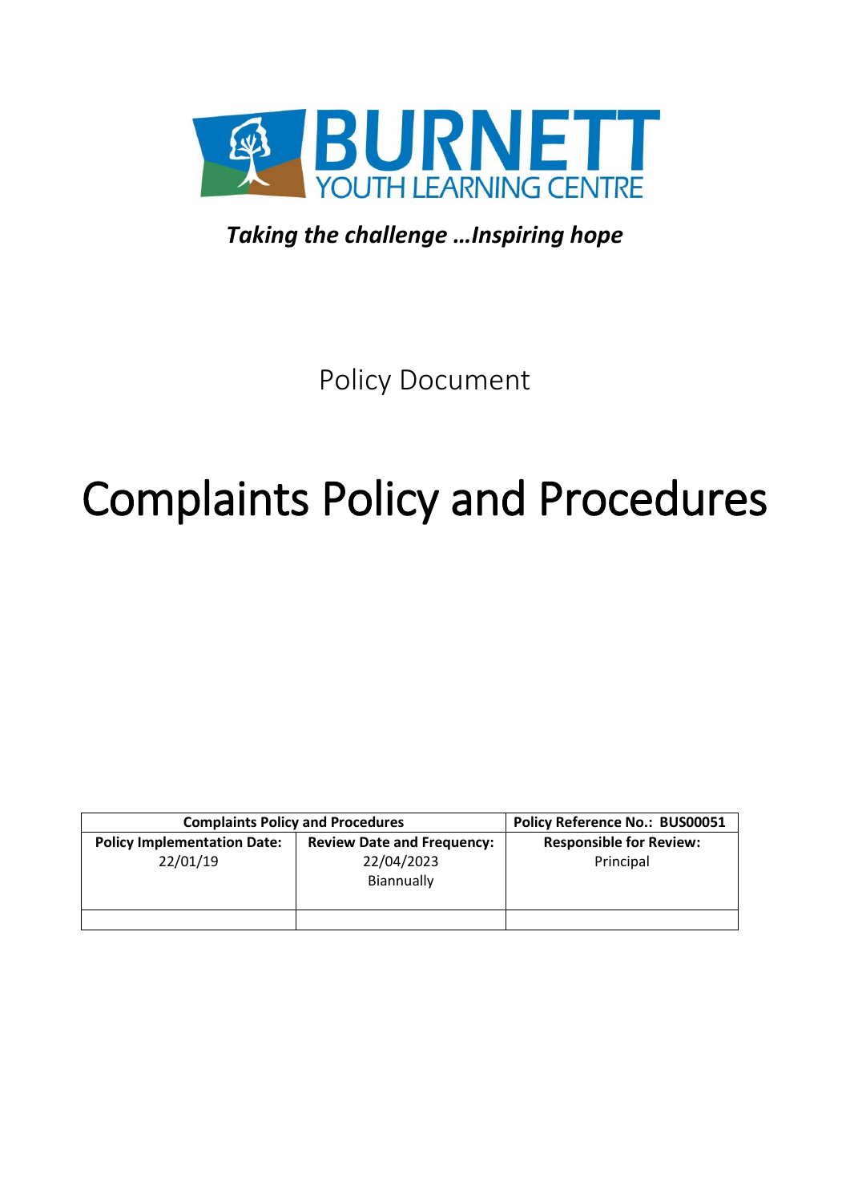BURNETT YOUTH LEARNING CENTRE

*Taking the challenge …Inspiring hope*

Policy Document

# Complaints Policy and Procedures

| Complaints Policy and Procedures | | Policy Reference No.: BUS00051 |
|---|---|---|
| **Policy Implementation Date:** 22/01/19 | **Review Date and Frequency:** 22/04/2023 Biannually | **Responsible for Review:** Principal |
| | | |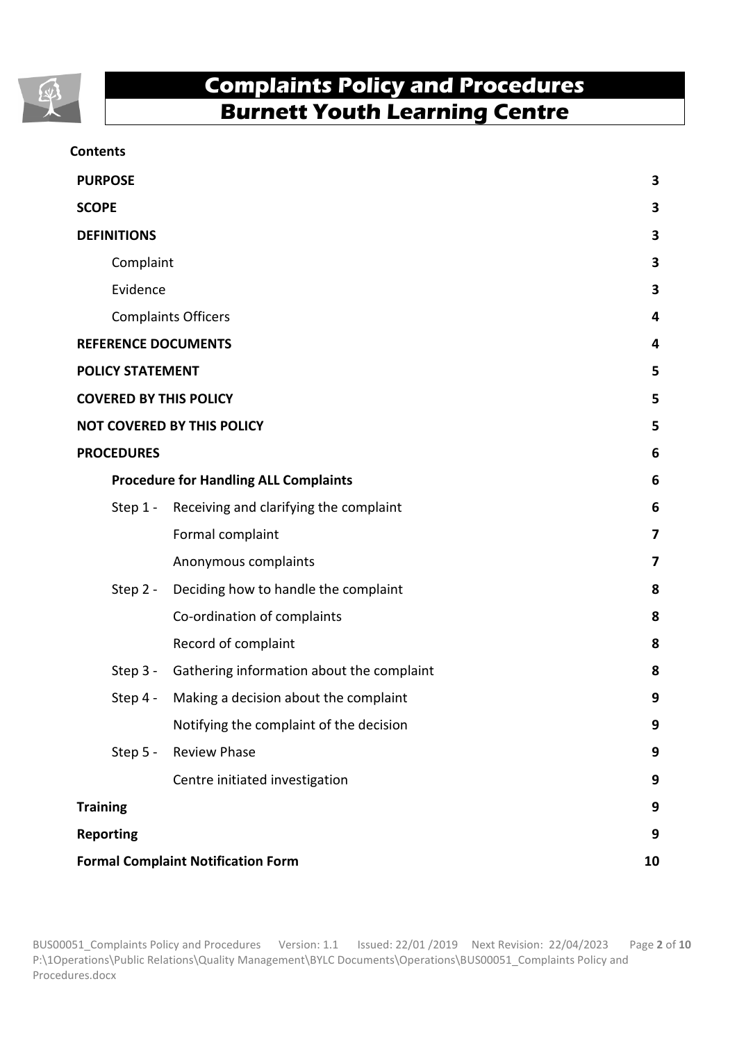# Complaints Policy and Procedures
## Burnett Youth Learning Centre

**Contents**

| | |
|---|---|
| **PURPOSE** | **3** |
| **SCOPE** | **3** |
| **DEFINITIONS** | **3** |
| Complaint | **3** |
| Evidence | **3** |
| Complaints Officers | **4** |
| **REFERENCE DOCUMENTS** | **4** |
| **POLICY STATEMENT** | **5** |
| **COVERED BY THIS POLICY** | **5** |
| **NOT COVERED BY THIS POLICY** | **5** |
| **PROCEDURES** | **6** |
| **Procedure for Handling ALL Complaints** | **6** |
| Step 1 - Receiving and clarifying the complaint | **6** |
| Formal complaint | **7** |
| Anonymous complaints | **7** |
| Step 2 - Deciding how to handle the complaint | **8** |
| Co-ordination of complaints | **8** |
| Record of complaint | **8** |
| Step 3 - Gathering information about the complaint | **8** |
| Step 4 - Making a decision about the complaint | **9** |
| Notifying the complaint of the decision | **9** |
| Step 5 - Review Phase | **9** |
| Centre initiated investigation | **9** |
| **Training** | **9** |
| **Reporting** | **9** |
| **Formal Complaint Notification Form** | **10** |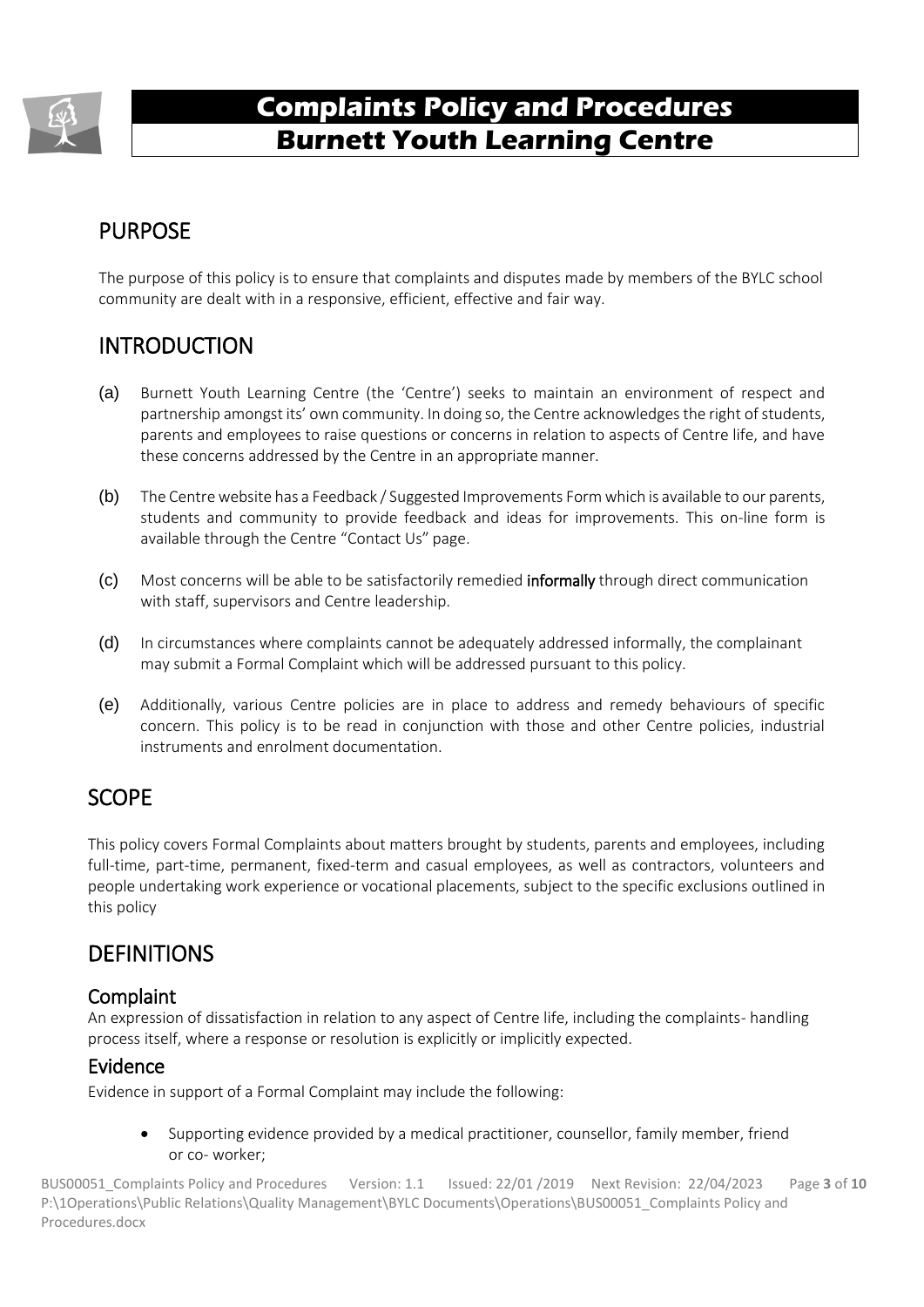# Complaints Policy and Procedures
# Burnett Youth Learning Centre

## PURPOSE

The purpose of this policy is to ensure that complaints and disputes made by members of the BYLC school community are dealt with in a responsive, efficient, effective and fair way.

## INTRODUCTION

(a) Burnett Youth Learning Centre (the 'Centre') seeks to maintain an environment of respect and partnership amongst its' own community. In doing so, the Centre acknowledges the right of students, parents and employees to raise questions or concerns in relation to aspects of Centre life, and have these concerns addressed by the Centre in an appropriate manner.

(b) The Centre website has a Feedback / Suggested Improvements Form which is available to our parents, students and community to provide feedback and ideas for improvements. This on-line form is available through the Centre "Contact Us" page.

(c) Most concerns will be able to be satisfactorily remedied **informally** through direct communication with staff, supervisors and Centre leadership.

(d) In circumstances where complaints cannot be adequately addressed informally, the complainant may submit a Formal Complaint which will be addressed pursuant to this policy.

(e) Additionally, various Centre policies are in place to address and remedy behaviours of specific concern. This policy is to be read in conjunction with those and other Centre policies, industrial instruments and enrolment documentation.

## SCOPE

This policy covers Formal Complaints about matters brought by students, parents and employees, including full-time, part-time, permanent, fixed-term and casual employees, as well as contractors, volunteers and people undertaking work experience or vocational placements, subject to the specific exclusions outlined in this policy

## DEFINITIONS

### Complaint

An expression of dissatisfaction in relation to any aspect of Centre life, including the complaints- handling process itself, where a response or resolution is explicitly or implicitly expected.

### Evidence

Evidence in support of a Formal Complaint may include the following:

- Supporting evidence provided by a medical practitioner, counsellor, family member, friend or co- worker;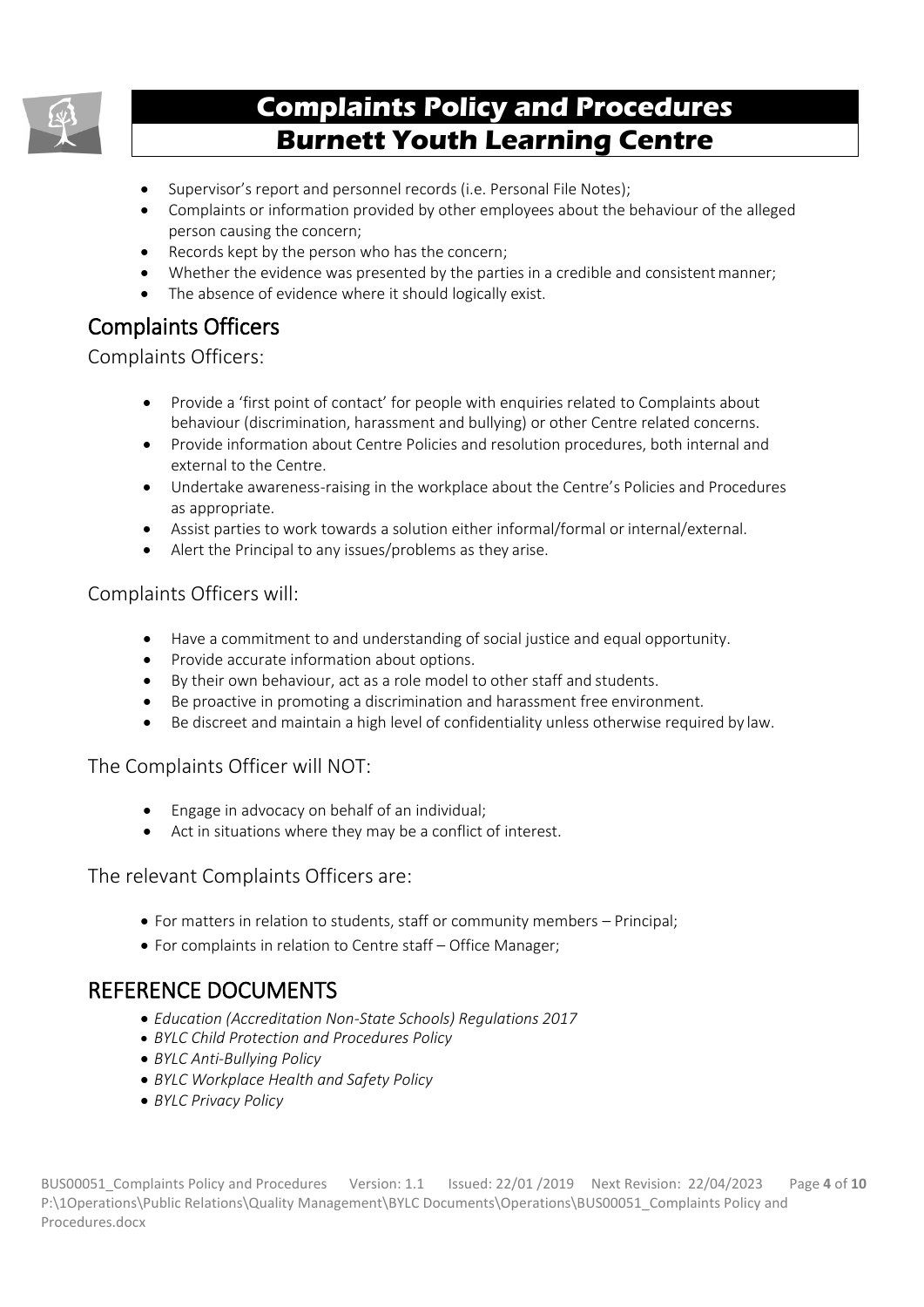- Supervisor's report and personnel records (i.e. Personal File Notes);
- Complaints or information provided by other employees about the behaviour of the alleged person causing the concern;
- Records kept by the person who has the concern;
- Whether the evidence was presented by the parties in a credible and consistent manner;
- The absence of evidence where it should logically exist.

## Complaints Officers

### Complaints Officers:

- Provide a 'first point of contact' for people with enquiries related to Complaints about behaviour (discrimination, harassment and bullying) or other Centre related concerns.
- Provide information about Centre Policies and resolution procedures, both internal and external to the Centre.
- Undertake awareness-raising in the workplace about the Centre's Policies and Procedures as appropriate.
- Assist parties to work towards a solution either informal/formal or internal/external.
- Alert the Principal to any issues/problems as they arise.

### Complaints Officers will:

- Have a commitment to and understanding of social justice and equal opportunity.
- Provide accurate information about options.
- By their own behaviour, act as a role model to other staff and students.
- Be proactive in promoting a discrimination and harassment free environment.
- Be discreet and maintain a high level of confidentiality unless otherwise required by law.

### The Complaints Officer will NOT:

- Engage in advocacy on behalf of an individual;
- Act in situations where they may be a conflict of interest.

### The relevant Complaints Officers are:

- For matters in relation to students, staff or community members – Principal;
- For complaints in relation to Centre staff – Office Manager;

## REFERENCE DOCUMENTS

- *Education (Accreditation Non-State Schools) Regulations 2017*
- *BYLC Child Protection and Procedures Policy*
- *BYLC Anti-Bullying Policy*
- *BYLC Workplace Health and Safety Policy*
- *BYLC Privacy Policy*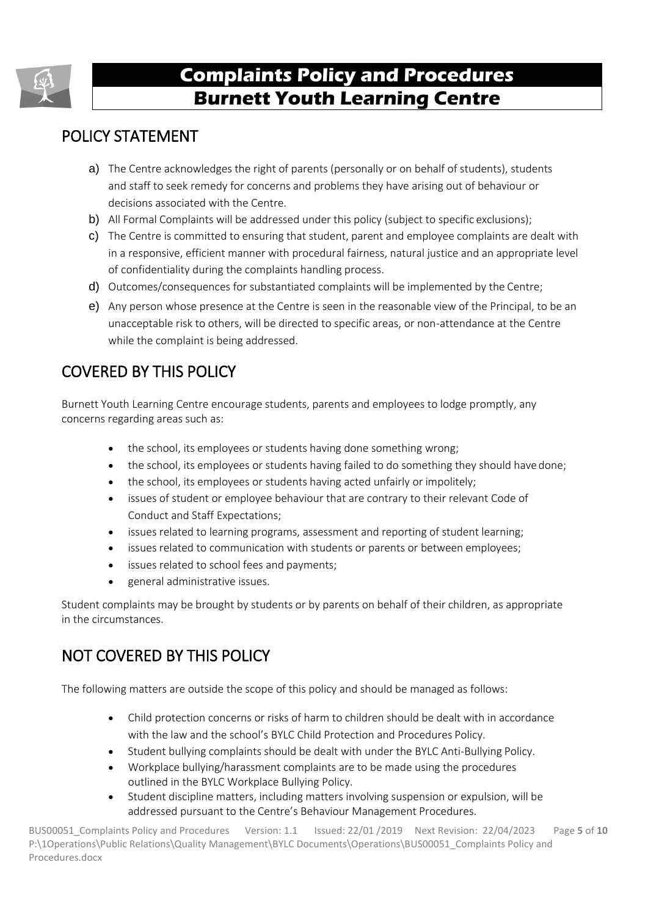# Complaints Policy and Procedures
# Burnett Youth Learning Centre

## POLICY STATEMENT

a) The Centre acknowledges the right of parents (personally or on behalf of students), students and staff to seek remedy for concerns and problems they have arising out of behaviour or decisions associated with the Centre.
b) All Formal Complaints will be addressed under this policy (subject to specific exclusions);
c) The Centre is committed to ensuring that student, parent and employee complaints are dealt with in a responsive, efficient manner with procedural fairness, natural justice and an appropriate level of confidentiality during the complaints handling process.
d) Outcomes/consequences for substantiated complaints will be implemented by the Centre;
e) Any person whose presence at the Centre is seen in the reasonable view of the Principal, to be an unacceptable risk to others, will be directed to specific areas, or non-attendance at the Centre while the complaint is being addressed.

## COVERED BY THIS POLICY

Burnett Youth Learning Centre encourage students, parents and employees to lodge promptly, any concerns regarding areas such as:

- the school, its employees or students having done something wrong;
- the school, its employees or students having failed to do something they should have done;
- the school, its employees or students having acted unfairly or impolitely;
- issues of student or employee behaviour that are contrary to their relevant Code of Conduct and Staff Expectations;
- issues related to learning programs, assessment and reporting of student learning;
- issues related to communication with students or parents or between employees;
- issues related to school fees and payments;
- general administrative issues.

Student complaints may be brought by students or by parents on behalf of their children, as appropriate in the circumstances.

## NOT COVERED BY THIS POLICY

The following matters are outside the scope of this policy and should be managed as follows:

- Child protection concerns or risks of harm to children should be dealt with in accordance with the law and the school's BYLC Child Protection and Procedures Policy.
- Student bullying complaints should be dealt with under the BYLC Anti-Bullying Policy.
- Workplace bullying/harassment complaints are to be made using the procedures outlined in the BYLC Workplace Bullying Policy.
- Student discipline matters, including matters involving suspension or expulsion, will be addressed pursuant to the Centre's Behaviour Management Procedures.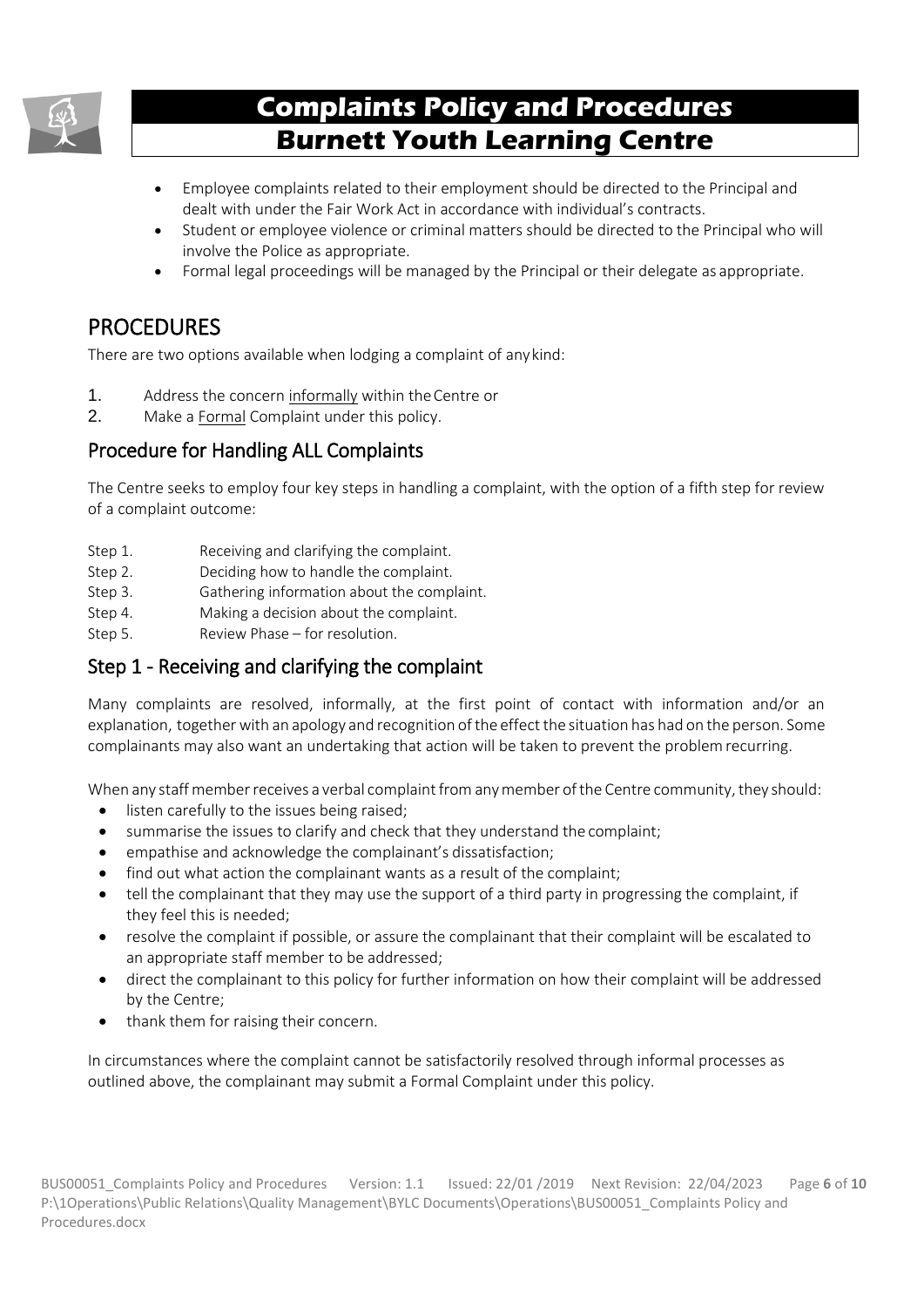- Employee complaints related to their employment should be directed to the Principal and dealt with under the Fair Work Act in accordance with individual's contracts.
- Student or employee violence or criminal matters should be directed to the Principal who will involve the Police as appropriate.
- Formal legal proceedings will be managed by the Principal or their delegate as appropriate.

# PROCEDURES

There are two options available when lodging a complaint of any kind:

1. Address the concern informally within the Centre or
2. Make a Formal Complaint under this policy.

## Procedure for Handling ALL Complaints

The Centre seeks to employ four key steps in handling a complaint, with the option of a fifth step for review of a complaint outcome:

- Step 1. Receiving and clarifying the complaint.
- Step 2. Deciding how to handle the complaint.
- Step 3. Gathering information about the complaint.
- Step 4. Making a decision about the complaint.
- Step 5. Review Phase – for resolution.

## Step 1 - Receiving and clarifying the complaint

Many complaints are resolved, informally, at the first point of contact with information and/or an explanation, together with an apology and recognition of the effect the situation has had on the person. Some complainants may also want an undertaking that action will be taken to prevent the problem recurring.

When any staff member receives a verbal complaint from any member of the Centre community, they should:

- listen carefully to the issues being raised;
- summarise the issues to clarify and check that they understand the complaint;
- empathise and acknowledge the complainant's dissatisfaction;
- find out what action the complainant wants as a result of the complaint;
- tell the complainant that they may use the support of a third party in progressing the complaint, if they feel this is needed;
- resolve the complaint if possible, or assure the complainant that their complaint will be escalated to an appropriate staff member to be addressed;
- direct the complainant to this policy for further information on how their complaint will be addressed by the Centre;
- thank them for raising their concern.

In circumstances where the complaint cannot be satisfactorily resolved through informal processes as outlined above, the complainant may submit a Formal Complaint under this policy.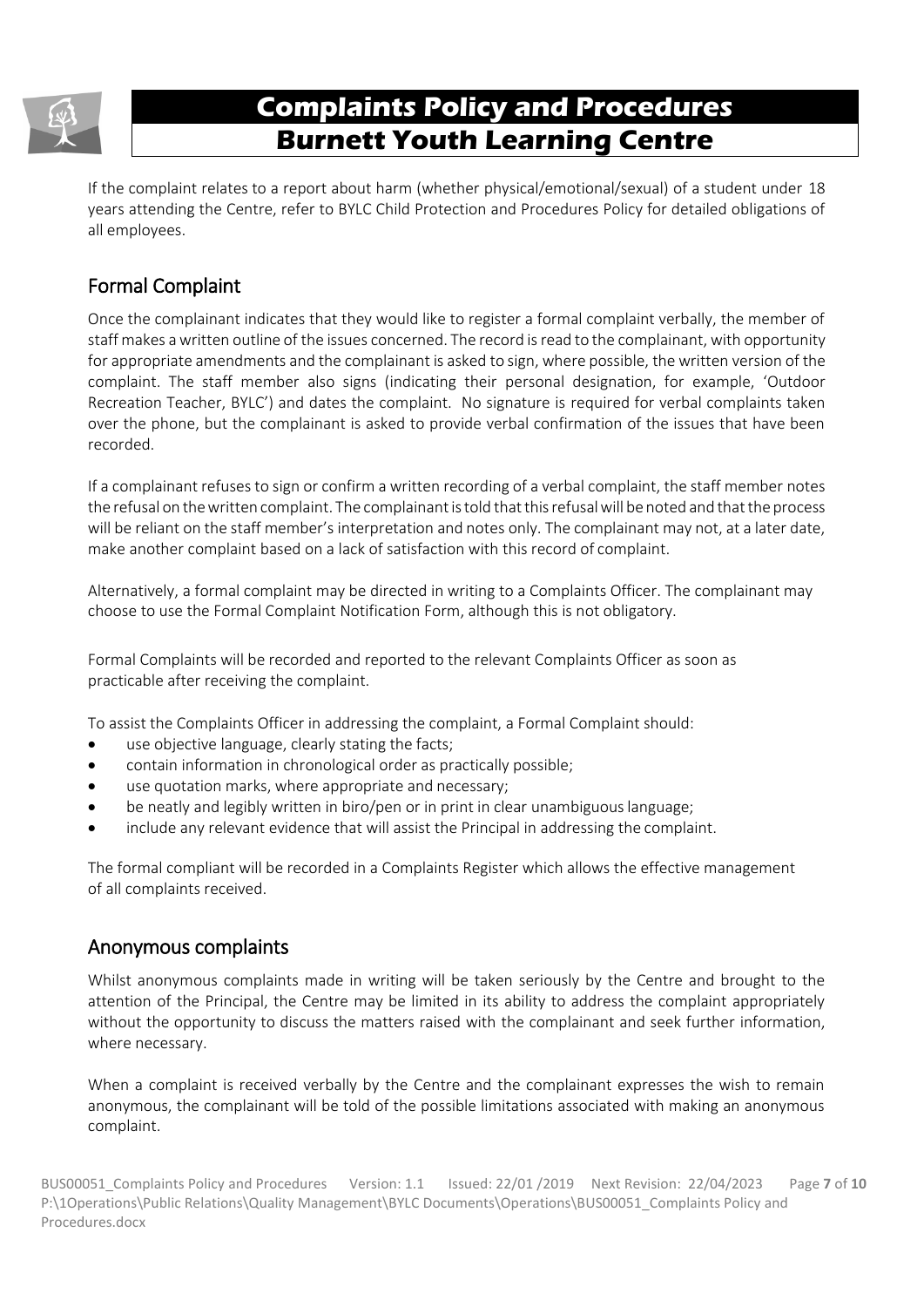If the complaint relates to a report about harm (whether physical/emotional/sexual) of a student under 18 years attending the Centre, refer to BYLC Child Protection and Procedures Policy for detailed obligations of all employees.

## Formal Complaint

Once the complainant indicates that they would like to register a formal complaint verbally, the member of staff makes a written outline of the issues concerned. The record is read to the complainant, with opportunity for appropriate amendments and the complainant is asked to sign, where possible, the written version of the complaint. The staff member also signs (indicating their personal designation, for example, 'Outdoor Recreation Teacher, BYLC') and dates the complaint. No signature is required for verbal complaints taken over the phone, but the complainant is asked to provide verbal confirmation of the issues that have been recorded.

If a complainant refuses to sign or confirm a written recording of a verbal complaint, the staff member notes the refusal on the written complaint. The complainant is told that this refusal will be noted and that the process will be reliant on the staff member's interpretation and notes only. The complainant may not, at a later date, make another complaint based on a lack of satisfaction with this record of complaint.

Alternatively, a formal complaint may be directed in writing to a Complaints Officer. The complainant may choose to use the Formal Complaint Notification Form, although this is not obligatory.

Formal Complaints will be recorded and reported to the relevant Complaints Officer as soon as practicable after receiving the complaint.

To assist the Complaints Officer in addressing the complaint, a Formal Complaint should:

- use objective language, clearly stating the facts;
- contain information in chronological order as practically possible;
- use quotation marks, where appropriate and necessary;
- be neatly and legibly written in biro/pen or in print in clear unambiguous language;
- include any relevant evidence that will assist the Principal in addressing the complaint.

The formal compliant will be recorded in a Complaints Register which allows the effective management of all complaints received.

## Anonymous complaints

Whilst anonymous complaints made in writing will be taken seriously by the Centre and brought to the attention of the Principal, the Centre may be limited in its ability to address the complaint appropriately without the opportunity to discuss the matters raised with the complainant and seek further information, where necessary.

When a complaint is received verbally by the Centre and the complainant expresses the wish to remain anonymous, the complainant will be told of the possible limitations associated with making an anonymous complaint.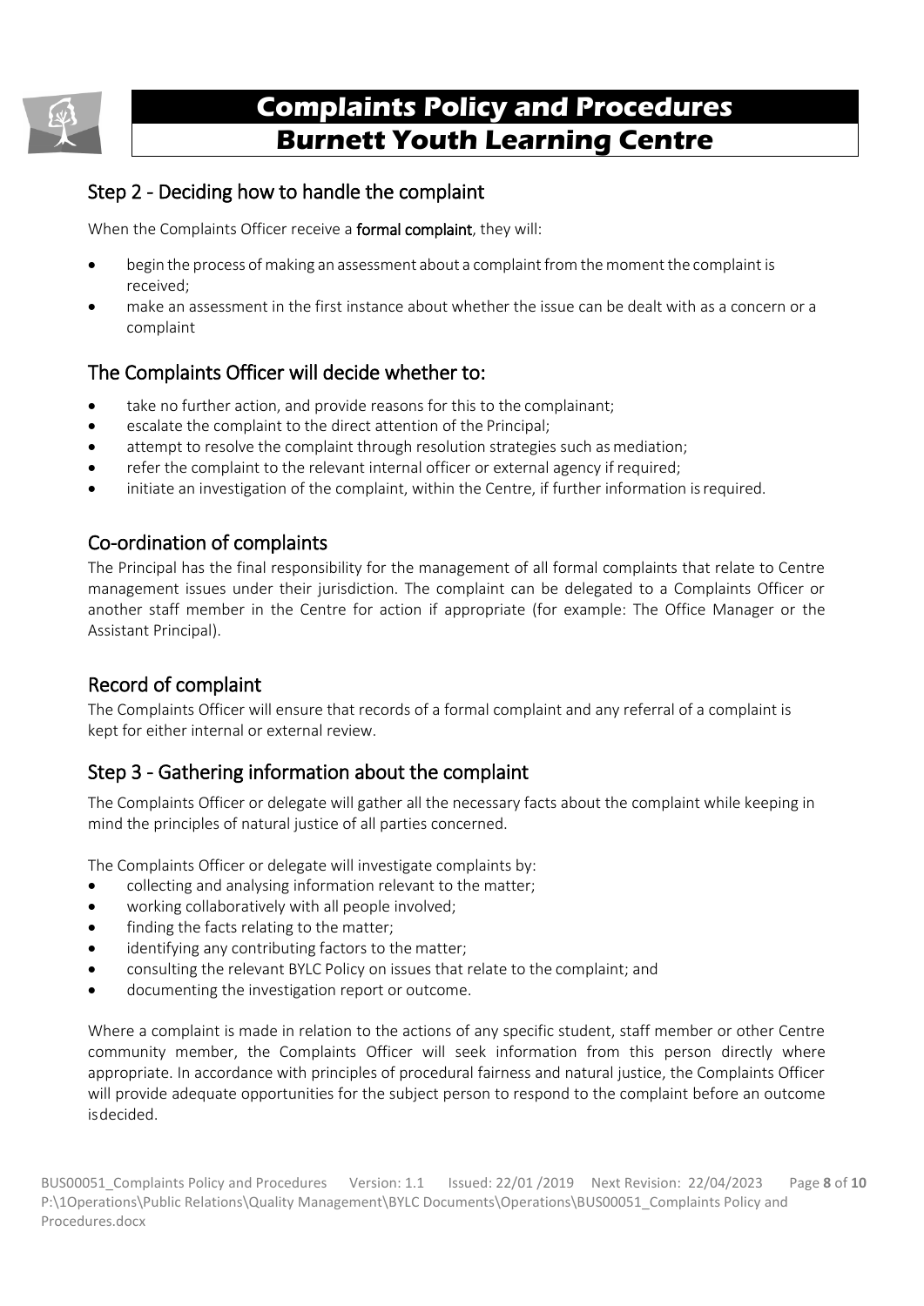## Step 2 - Deciding how to handle the complaint

When the Complaints Officer receive a **formal complaint**, they will:

- begin the process of making an assessment about a complaint from the moment the complaint is received;
- make an assessment in the first instance about whether the issue can be dealt with as a concern or a complaint

## The Complaints Officer will decide whether to:

- take no further action, and provide reasons for this to the complainant;
- escalate the complaint to the direct attention of the Principal;
- attempt to resolve the complaint through resolution strategies such as mediation;
- refer the complaint to the relevant internal officer or external agency if required;
- initiate an investigation of the complaint, within the Centre, if further information is required.

## Co-ordination of complaints

The Principal has the final responsibility for the management of all formal complaints that relate to Centre management issues under their jurisdiction. The complaint can be delegated to a Complaints Officer or another staff member in the Centre for action if appropriate (for example: The Office Manager or the Assistant Principal).

## Record of complaint

The Complaints Officer will ensure that records of a formal complaint and any referral of a complaint is kept for either internal or external review.

## Step 3 - Gathering information about the complaint

The Complaints Officer or delegate will gather all the necessary facts about the complaint while keeping in mind the principles of natural justice of all parties concerned.

The Complaints Officer or delegate will investigate complaints by:

- collecting and analysing information relevant to the matter;
- working collaboratively with all people involved;
- finding the facts relating to the matter;
- identifying any contributing factors to the matter;
- consulting the relevant BYLC Policy on issues that relate to the complaint; and
- documenting the investigation report or outcome.

Where a complaint is made in relation to the actions of any specific student, staff member or other Centre community member, the Complaints Officer will seek information from this person directly where appropriate. In accordance with principles of procedural fairness and natural justice, the Complaints Officer will provide adequate opportunities for the subject person to respond to the complaint before an outcome is decided.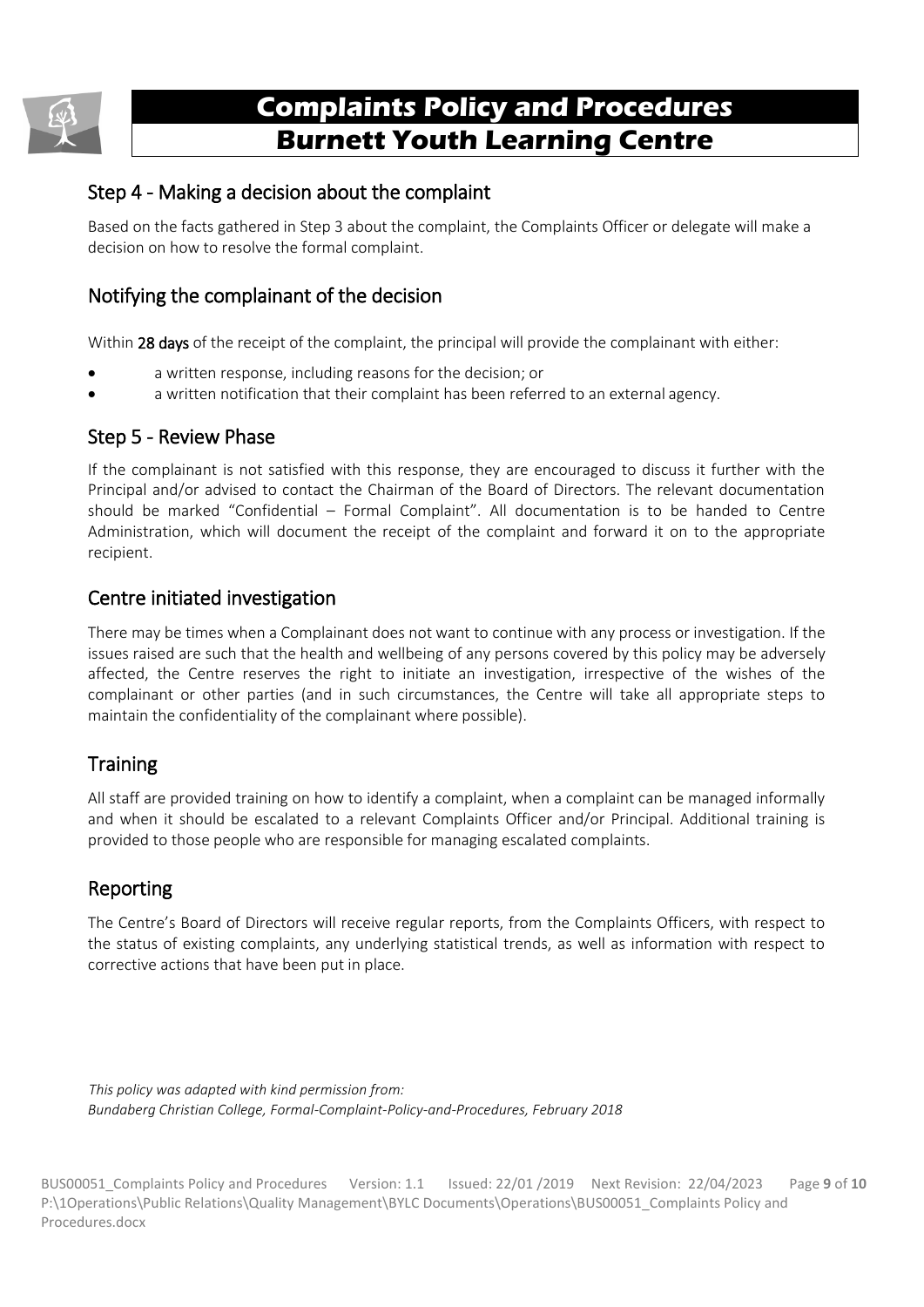## Step 4 - Making a decision about the complaint

Based on the facts gathered in Step 3 about the complaint, the Complaints Officer or delegate will make a decision on how to resolve the formal complaint.

## Notifying the complainant of the decision

Within **28 days** of the receipt of the complaint, the principal will provide the complainant with either:

- a written response, including reasons for the decision; or
- a written notification that their complaint has been referred to an external agency.

## Step 5 - Review Phase

If the complainant is not satisfied with this response, they are encouraged to discuss it further with the Principal and/or advised to contact the Chairman of the Board of Directors. The relevant documentation should be marked "Confidential – Formal Complaint". All documentation is to be handed to Centre Administration, which will document the receipt of the complaint and forward it on to the appropriate recipient.

## Centre initiated investigation

There may be times when a Complainant does not want to continue with any process or investigation. If the issues raised are such that the health and wellbeing of any persons covered by this policy may be adversely affected, the Centre reserves the right to initiate an investigation, irrespective of the wishes of the complainant or other parties (and in such circumstances, the Centre will take all appropriate steps to maintain the confidentiality of the complainant where possible).

## Training

All staff are provided training on how to identify a complaint, when a complaint can be managed informally and when it should be escalated to a relevant Complaints Officer and/or Principal. Additional training is provided to those people who are responsible for managing escalated complaints.

## Reporting

The Centre's Board of Directors will receive regular reports, from the Complaints Officers, with respect to the status of existing complaints, any underlying statistical trends, as well as information with respect to corrective actions that have been put in place.

*This policy was adapted with kind permission from:*
*Bundaberg Christian College, Formal-Complaint-Policy-and-Procedures, February 2018*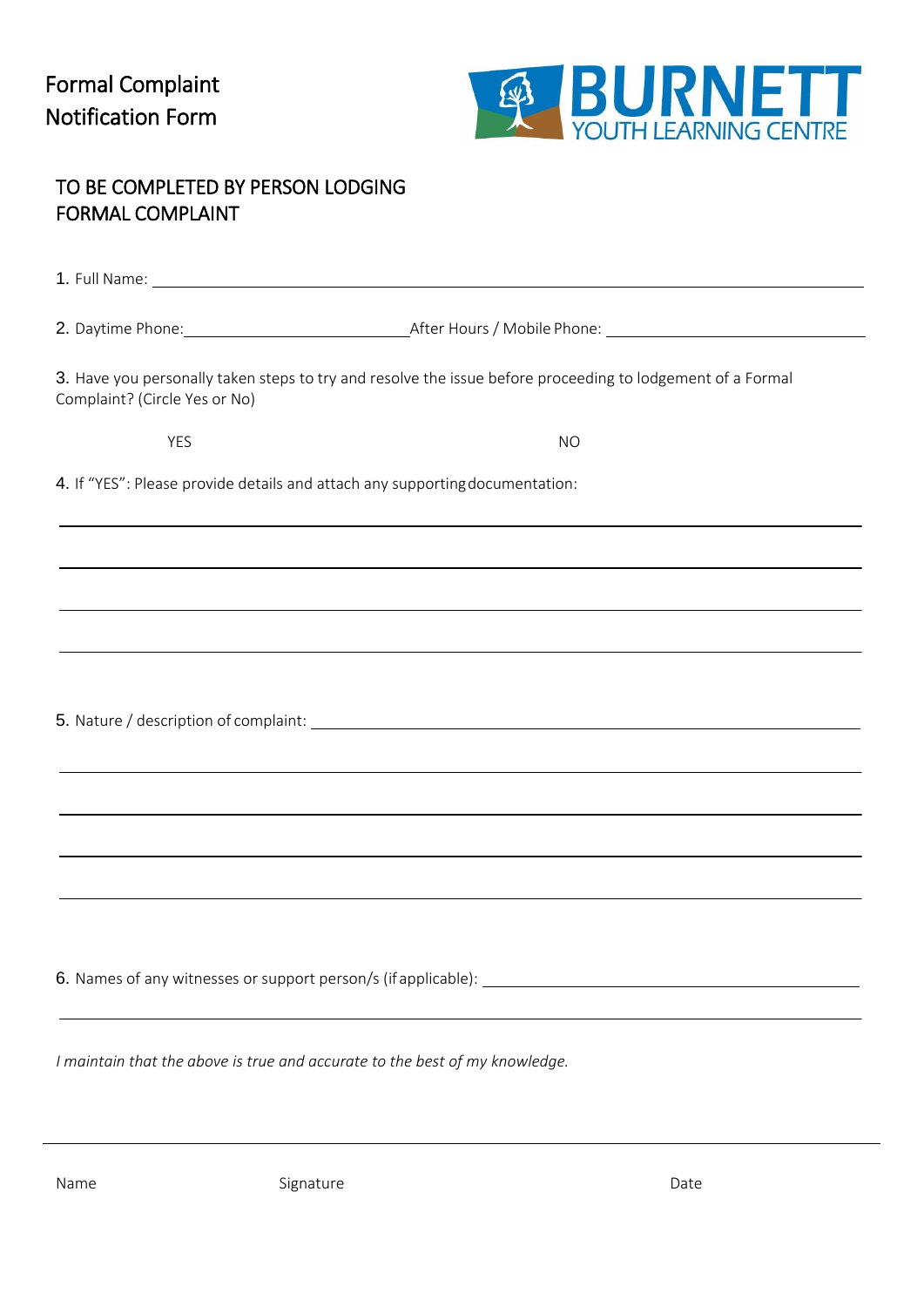# Formal Complaint Notification Form

BURNETT YOUTH LEARNING CENTRE

## TO BE COMPLETED BY PERSON LODGING FORMAL COMPLAINT

1. Full Name: ______________________________________________

2. Daytime Phone: ____________________ After Hours / Mobile Phone: ____________________

3. Have you personally taken steps to try and resolve the issue before proceeding to lodgement of a Formal Complaint? (Circle Yes or No)

YES NO

4. If "YES": Please provide details and attach any supporting documentation:

______________________________________________

______________________________________________

______________________________________________

______________________________________________

5. Nature / description of complaint: ______________________________________________

______________________________________________

______________________________________________

______________________________________________

______________________________________________

6. Names of any witnesses or support person/s (if applicable): ______________________________________________

______________________________________________

*I maintain that the above is true and accurate to the best of my knowledge.*

______________________________________________

Name Signature Date